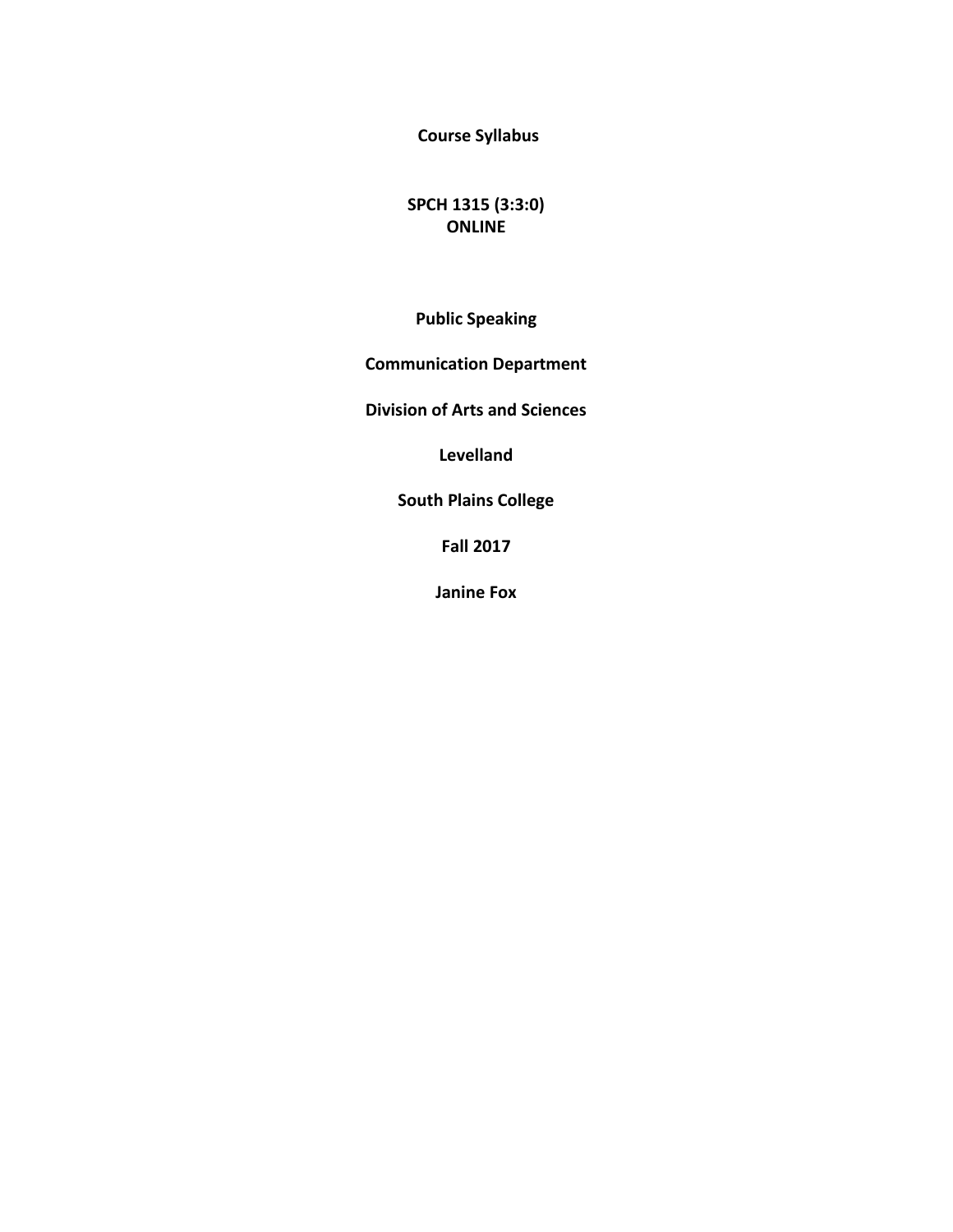**Course Syllabus**

**SPCH 1315 (3:3:0)**
**ONLINE**

**Public Speaking**

**Communication Department**

**Division of Arts and Sciences**

**Levelland**

**South Plains College**

**Fall 2017**

**Janine Fox**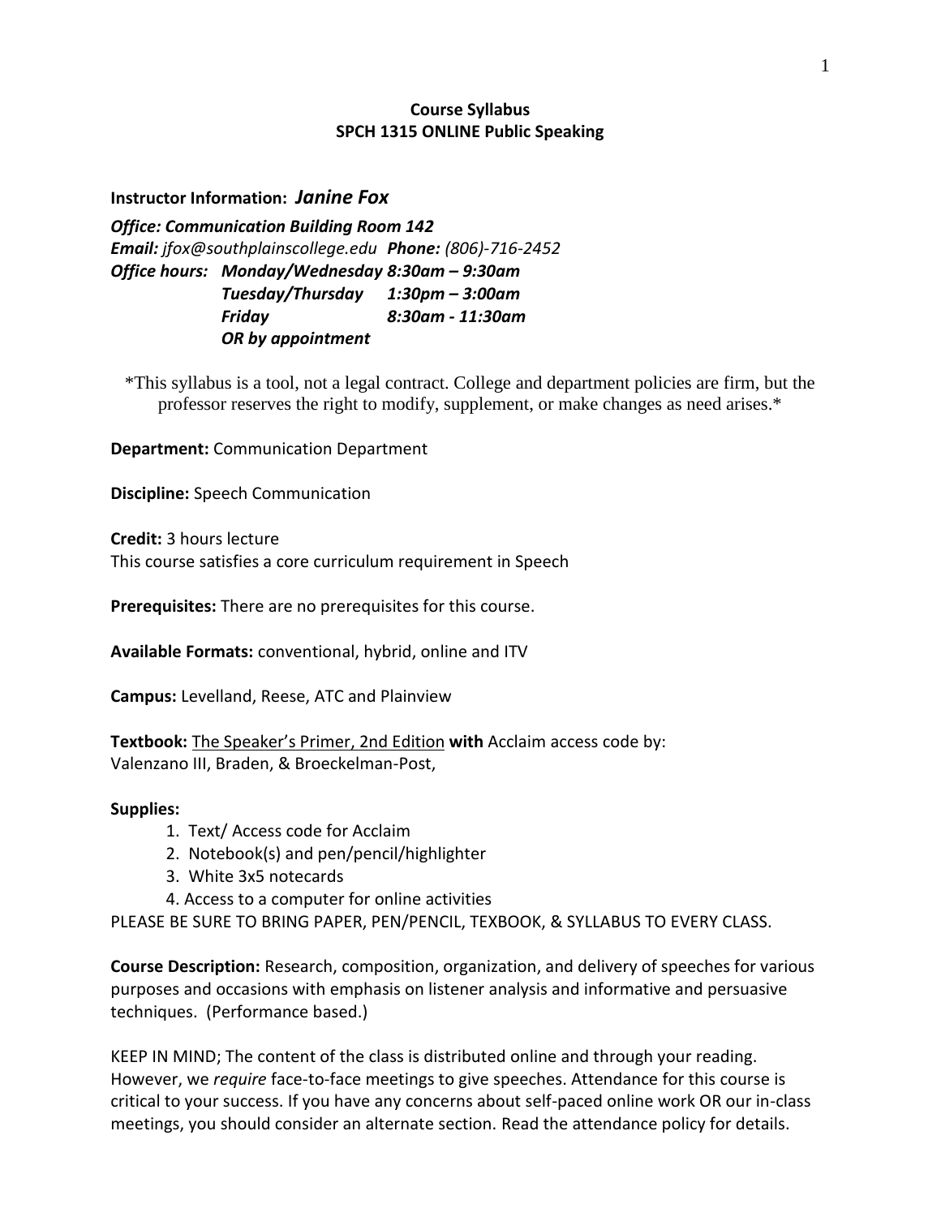**Course Syllabus**
**SPCH 1315 ONLINE Public Speaking**

**Instructor Information:** ***Janine Fox***

***Office: Communication Building Room 142***
***Email:*** *jfox@southplainscollege.edu* ***Phone:*** *(806)-716-2452*
***Office hours: Monday/Wednesday 8:30am – 9:30am***
***Tuesday/Thursday 1:30pm – 3:00am***
***Friday 8:30am - 11:30am***
***OR by appointment***

*This syllabus is a tool, not a legal contract. College and department policies are firm, but the professor reserves the right to modify, supplement, or make changes as need arises.*

**Department:** Communication Department

**Discipline:** Speech Communication

**Credit:** 3 hours lecture
This course satisfies a core curriculum requirement in Speech

**Prerequisites:** There are no prerequisites for this course.

**Available Formats:** conventional, hybrid, online and ITV

**Campus:** Levelland, Reese, ATC and Plainview

**Textbook:** <u>The Speaker's Primer, 2nd Edition</u> **with** Acclaim access code by:
Valenzano III, Braden, & Broeckelman-Post,

**Supplies:**

1. Text/ Access code for Acclaim
2. Notebook(s) and pen/pencil/highlighter
3. White 3x5 notecards
4. Access to a computer for online activities

PLEASE BE SURE TO BRING PAPER, PEN/PENCIL, TEXBOOK, & SYLLABUS TO EVERY CLASS.

**Course Description:** Research, composition, organization, and delivery of speeches for various purposes and occasions with emphasis on listener analysis and informative and persuasive techniques. (Performance based.)

KEEP IN MIND; The content of the class is distributed online and through your reading. However, we *require* face-to-face meetings to give speeches. Attendance for this course is critical to your success. If you have any concerns about self-paced online work OR our in-class meetings, you should consider an alternate section. Read the attendance policy for details.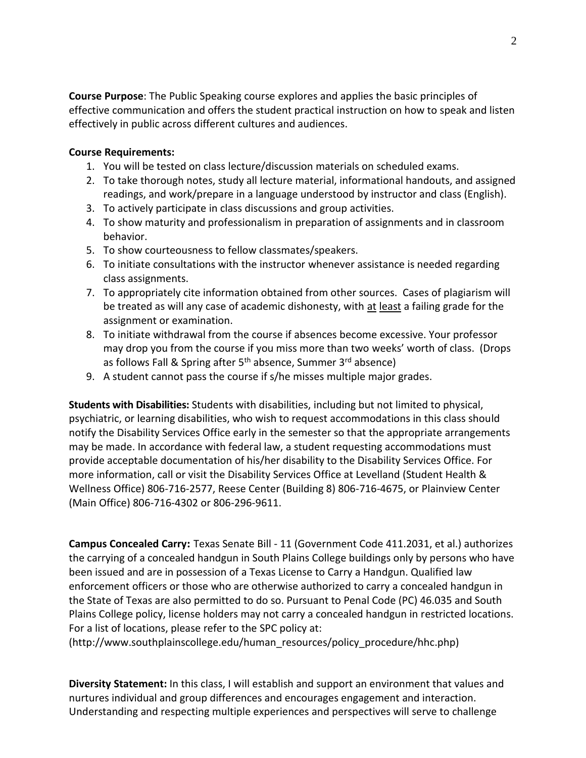**Course Purpose**: The Public Speaking course explores and applies the basic principles of effective communication and offers the student practical instruction on how to speak and listen effectively in public across different cultures and audiences.

**Course Requirements:**

1. You will be tested on class lecture/discussion materials on scheduled exams.
2. To take thorough notes, study all lecture material, informational handouts, and assigned readings, and work/prepare in a language understood by instructor and class (English).
3. To actively participate in class discussions and group activities.
4. To show maturity and professionalism in preparation of assignments and in classroom behavior.
5. To show courteousness to fellow classmates/speakers.
6. To initiate consultations with the instructor whenever assistance is needed regarding class assignments.
7. To appropriately cite information obtained from other sources. Cases of plagiarism will be treated as will any case of academic dishonesty, with at least a failing grade for the assignment or examination.
8. To initiate withdrawal from the course if absences become excessive. Your professor may drop you from the course if you miss more than two weeks' worth of class. (Drops as follows Fall & Spring after 5th absence, Summer 3rd absence)
9. A student cannot pass the course if s/he misses multiple major grades.

**Students with Disabilities:** Students with disabilities, including but not limited to physical, psychiatric, or learning disabilities, who wish to request accommodations in this class should notify the Disability Services Office early in the semester so that the appropriate arrangements may be made. In accordance with federal law, a student requesting accommodations must provide acceptable documentation of his/her disability to the Disability Services Office. For more information, call or visit the Disability Services Office at Levelland (Student Health & Wellness Office) 806-716-2577, Reese Center (Building 8) 806-716-4675, or Plainview Center (Main Office) 806-716-4302 or 806-296-9611.

**Campus Concealed Carry:** Texas Senate Bill - 11 (Government Code 411.2031, et al.) authorizes the carrying of a concealed handgun in South Plains College buildings only by persons who have been issued and are in possession of a Texas License to Carry a Handgun. Qualified law enforcement officers or those who are otherwise authorized to carry a concealed handgun in the State of Texas are also permitted to do so. Pursuant to Penal Code (PC) 46.035 and South Plains College policy, license holders may not carry a concealed handgun in restricted locations. For a list of locations, please refer to the SPC policy at: (http://www.southplainscollege.edu/human_resources/policy_procedure/hhc.php)

**Diversity Statement:** In this class, I will establish and support an environment that values and nurtures individual and group differences and encourages engagement and interaction. Understanding and respecting multiple experiences and perspectives will serve to challenge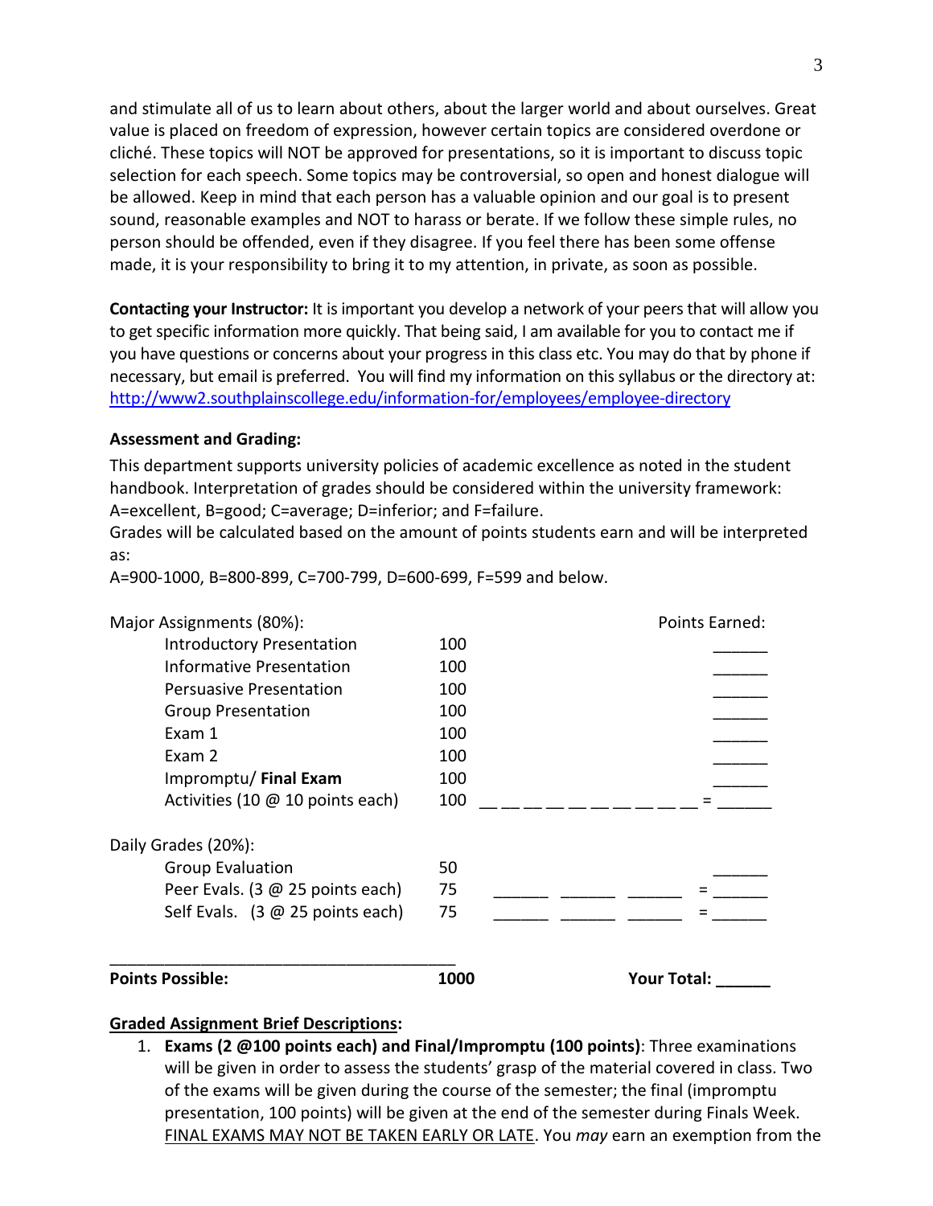and stimulate all of us to learn about others, about the larger world and about ourselves. Great value is placed on freedom of expression, however certain topics are considered overdone or cliché. These topics will NOT be approved for presentations, so it is important to discuss topic selection for each speech. Some topics may be controversial, so open and honest dialogue will be allowed. Keep in mind that each person has a valuable opinion and our goal is to present sound, reasonable examples and NOT to harass or berate. If we follow these simple rules, no person should be offended, even if they disagree. If you feel there has been some offense made, it is your responsibility to bring it to my attention, in private, as soon as possible.

**Contacting your Instructor:** It is important you develop a network of your peers that will allow you to get specific information more quickly. That being said, I am available for you to contact me if you have questions or concerns about your progress in this class etc. You may do that by phone if necessary, but email is preferred. You will find my information on this syllabus or the directory at: http://www2.southplainscollege.edu/information-for/employees/employee-directory

**Assessment and Grading:**

This department supports university policies of academic excellence as noted in the student handbook. Interpretation of grades should be considered within the university framework: A=excellent, B=good; C=average; D=inferior; and F=failure.
Grades will be calculated based on the amount of points students earn and will be interpreted as:
A=900-1000, B=800-899, C=700-799, D=600-699, F=599 and below.

| Major Assignments (80%): | | | Points Earned: |
|---|---|---|---|
| Introductory Presentation | 100 | | ______ |
| Informative Presentation | 100 | | ______ |
| Persuasive Presentation | 100 | | ______ |
| Group Presentation | 100 | | ______ |
| Exam 1 | 100 | | ______ |
| Exam 2 | 100 | | ______ |
| Impromptu/ **Final Exam** | 100 | | ______ |
| Activities (10 @ 10 points each) | 100 | __ __ __ __ __ __ __ __ __ __ = | ______ |
| **Daily Grades (20%):** | | | |
| Group Evaluation | 50 | | ______ |
| Peer Evals. (3 @ 25 points each) | 75 | ______ ______ ______ = | ______ |
| Self Evals. (3 @ 25 points each) | 75 | ______ ______ ______ = | ______ |
| **Points Possible:** | **1000** | | **Your Total: ______** |

**Graded Assignment Brief Descriptions:**

1. **Exams (2 @100 points each) and Final/Impromptu (100 points)**: Three examinations will be given in order to assess the students' grasp of the material covered in class. Two of the exams will be given during the course of the semester; the final (impromptu presentation, 100 points) will be given at the end of the semester during Finals Week. FINAL EXAMS MAY NOT BE TAKEN EARLY OR LATE. You *may* earn an exemption from the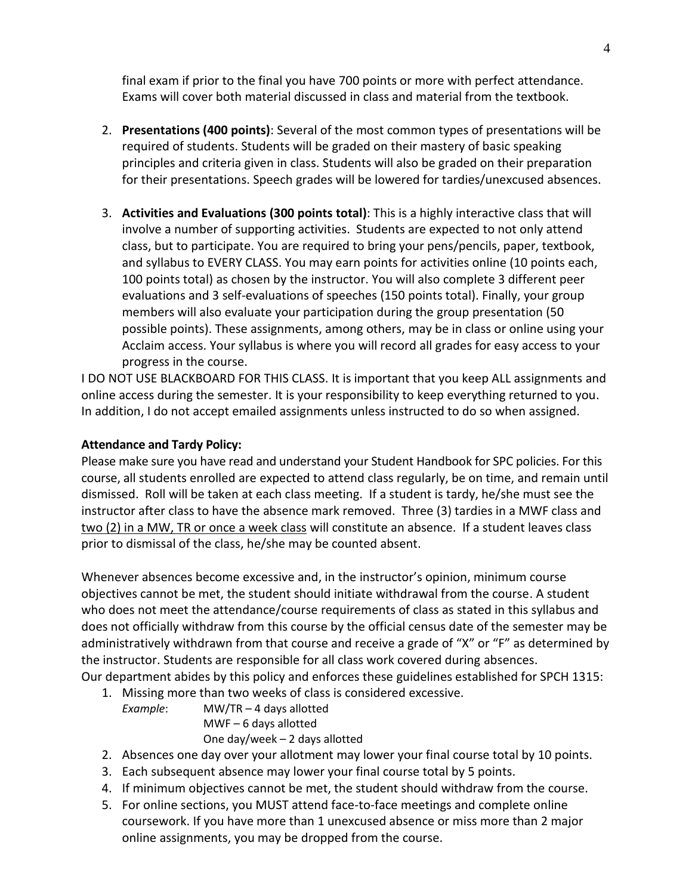final exam if prior to the final you have 700 points or more with perfect attendance. Exams will cover both material discussed in class and material from the textbook.

2. **Presentations (400 points)**: Several of the most common types of presentations will be required of students. Students will be graded on their mastery of basic speaking principles and criteria given in class. Students will also be graded on their preparation for their presentations. Speech grades will be lowered for tardies/unexcused absences.

3. **Activities and Evaluations (300 points total)**: This is a highly interactive class that will involve a number of supporting activities. Students are expected to not only attend class, but to participate. You are required to bring your pens/pencils, paper, textbook, and syllabus to EVERY CLASS. You may earn points for activities online (10 points each, 100 points total) as chosen by the instructor. You will also complete 3 different peer evaluations and 3 self-evaluations of speeches (150 points total). Finally, your group members will also evaluate your participation during the group presentation (50 possible points). These assignments, among others, may be in class or online using your Acclaim access. Your syllabus is where you will record all grades for easy access to your progress in the course.

I DO NOT USE BLACKBOARD FOR THIS CLASS. It is important that you keep ALL assignments and online access during the semester. It is your responsibility to keep everything returned to you. In addition, I do not accept emailed assignments unless instructed to do so when assigned.

**Attendance and Tardy Policy:**

Please make sure you have read and understand your Student Handbook for SPC policies. For this course, all students enrolled are expected to attend class regularly, be on time, and remain until dismissed. Roll will be taken at each class meeting. If a student is tardy, he/she must see the instructor after class to have the absence mark removed. Three (3) tardies in a MWF class and <u>two (2) in a MW, TR or once a week class</u> will constitute an absence. If a student leaves class prior to dismissal of the class, he/she may be counted absent.

Whenever absences become excessive and, in the instructor's opinion, minimum course objectives cannot be met, the student should initiate withdrawal from the course. A student who does not meet the attendance/course requirements of class as stated in this syllabus and does not officially withdraw from this course by the official census date of the semester may be administratively withdrawn from that course and receive a grade of "X" or "F" as determined by the instructor. Students are responsible for all class work covered during absences.
Our department abides by this policy and enforces these guidelines established for SPCH 1315:

1. Missing more than two weeks of class is considered excessive.
   *Example*: MW/TR – 4 days allotted
   MWF – 6 days allotted
   One day/week – 2 days allotted
2. Absences one day over your allotment may lower your final course total by 10 points.
3. Each subsequent absence may lower your final course total by 5 points.
4. If minimum objectives cannot be met, the student should withdraw from the course.
5. For online sections, you MUST attend face-to-face meetings and complete online coursework. If you have more than 1 unexcused absence or miss more than 2 major online assignments, you may be dropped from the course.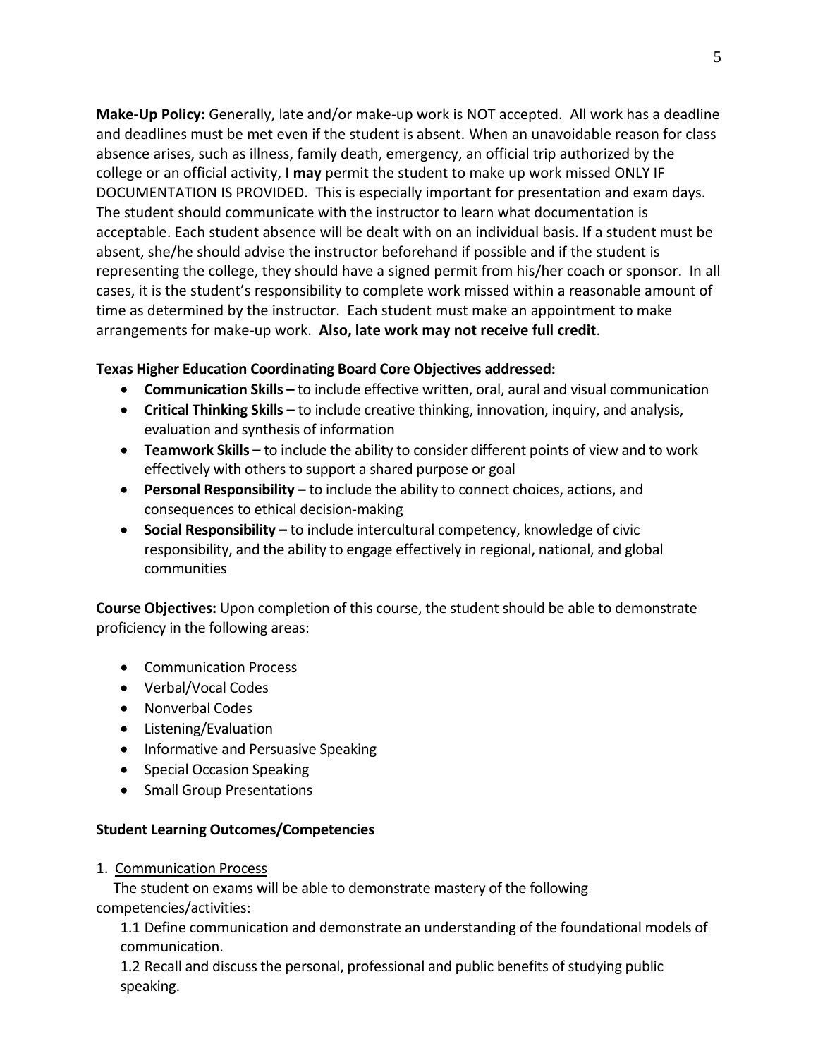**Make-Up Policy:** Generally, late and/or make-up work is NOT accepted. All work has a deadline and deadlines must be met even if the student is absent. When an unavoidable reason for class absence arises, such as illness, family death, emergency, an official trip authorized by the college or an official activity, I **may** permit the student to make up work missed ONLY IF DOCUMENTATION IS PROVIDED. This is especially important for presentation and exam days. The student should communicate with the instructor to learn what documentation is acceptable. Each student absence will be dealt with on an individual basis. If a student must be absent, she/he should advise the instructor beforehand if possible and if the student is representing the college, they should have a signed permit from his/her coach or sponsor. In all cases, it is the student's responsibility to complete work missed within a reasonable amount of time as determined by the instructor. Each student must make an appointment to make arrangements for make-up work. **Also, late work may not receive full credit**.

**Texas Higher Education Coordinating Board Core Objectives addressed:**

- **Communication Skills –** to include effective written, oral, aural and visual communication
- **Critical Thinking Skills –** to include creative thinking, innovation, inquiry, and analysis, evaluation and synthesis of information
- **Teamwork Skills –** to include the ability to consider different points of view and to work effectively with others to support a shared purpose or goal
- **Personal Responsibility –** to include the ability to connect choices, actions, and consequences to ethical decision-making
- **Social Responsibility –** to include intercultural competency, knowledge of civic responsibility, and the ability to engage effectively in regional, national, and global communities

**Course Objectives:** Upon completion of this course, the student should be able to demonstrate proficiency in the following areas:

- Communication Process
- Verbal/Vocal Codes
- Nonverbal Codes
- Listening/Evaluation
- Informative and Persuasive Speaking
- Special Occasion Speaking
- Small Group Presentations

**Student Learning Outcomes/Competencies**

1. Communication Process

The student on exams will be able to demonstrate mastery of the following competencies/activities:

1.1 Define communication and demonstrate an understanding of the foundational models of communication.

1.2 Recall and discuss the personal, professional and public benefits of studying public speaking.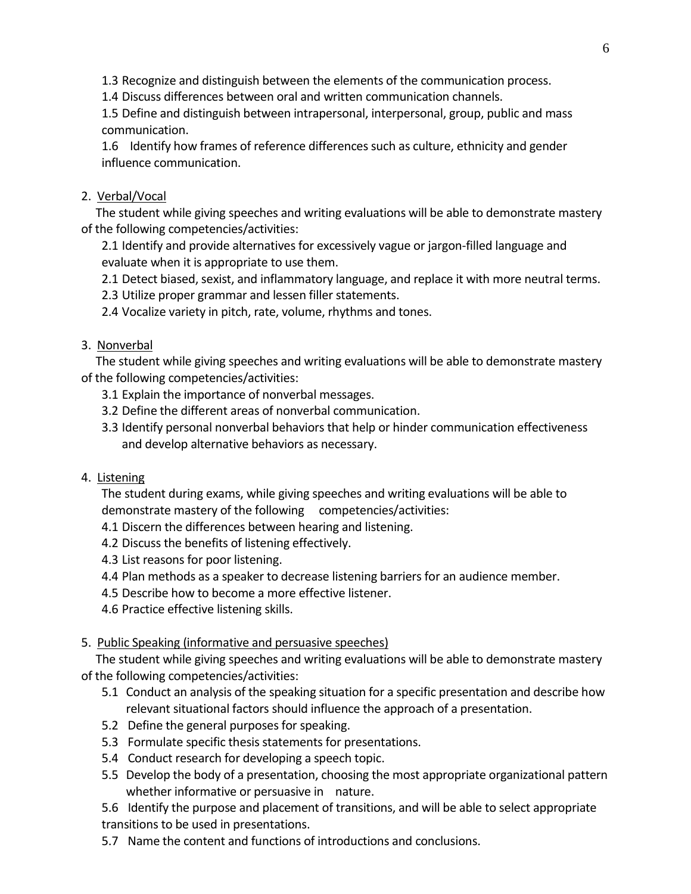1.3 Recognize and distinguish between the elements of the communication process.

1.4 Discuss differences between oral and written communication channels.

1.5 Define and distinguish between intrapersonal, interpersonal, group, public and mass communication.

1.6 Identify how frames of reference differences such as culture, ethnicity and gender influence communication.

2. <u>Verbal/Vocal</u>

The student while giving speeches and writing evaluations will be able to demonstrate mastery of the following competencies/activities:

2.1 Identify and provide alternatives for excessively vague or jargon-filled language and evaluate when it is appropriate to use them.

2.1 Detect biased, sexist, and inflammatory language, and replace it with more neutral terms.

2.3 Utilize proper grammar and lessen filler statements.

2.4 Vocalize variety in pitch, rate, volume, rhythms and tones.

3. <u>Nonverbal</u>

The student while giving speeches and writing evaluations will be able to demonstrate mastery of the following competencies/activities:

3.1 Explain the importance of nonverbal messages.

3.2 Define the different areas of nonverbal communication.

3.3 Identify personal nonverbal behaviors that help or hinder communication effectiveness and develop alternative behaviors as necessary.

4. <u>Listening</u>

The student during exams, while giving speeches and writing evaluations will be able to demonstrate mastery of the following competencies/activities:

4.1 Discern the differences between hearing and listening.

4.2 Discuss the benefits of listening effectively.

4.3 List reasons for poor listening.

4.4 Plan methods as a speaker to decrease listening barriers for an audience member.

4.5 Describe how to become a more effective listener.

4.6 Practice effective listening skills.

5. <u>Public Speaking (informative and persuasive speeches)</u>

The student while giving speeches and writing evaluations will be able to demonstrate mastery of the following competencies/activities:

5.1 Conduct an analysis of the speaking situation for a specific presentation and describe how relevant situational factors should influence the approach of a presentation.

5.2 Define the general purposes for speaking.

5.3 Formulate specific thesis statements for presentations.

5.4 Conduct research for developing a speech topic.

5.5 Develop the body of a presentation, choosing the most appropriate organizational pattern whether informative or persuasive in nature.

5.6 Identify the purpose and placement of transitions, and will be able to select appropriate transitions to be used in presentations.

5.7 Name the content and functions of introductions and conclusions.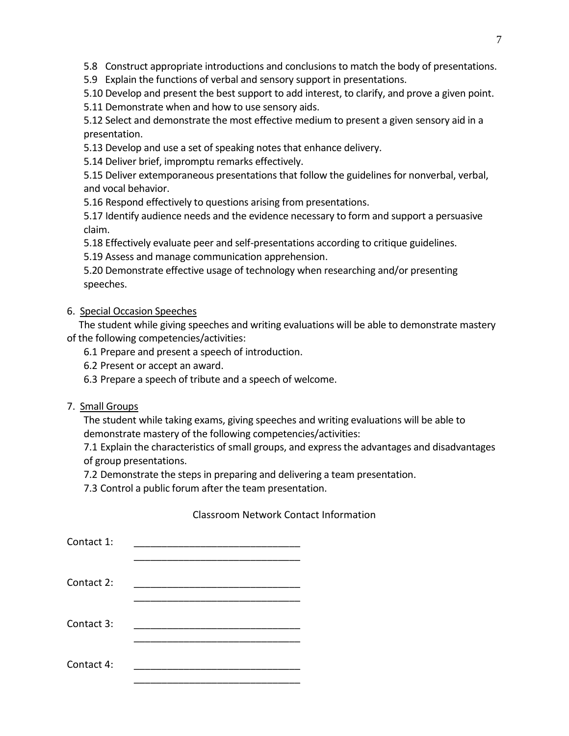5.8 Construct appropriate introductions and conclusions to match the body of presentations.
5.9 Explain the functions of verbal and sensory support in presentations.
5.10 Develop and present the best support to add interest, to clarify, and prove a given point.
5.11 Demonstrate when and how to use sensory aids.
5.12 Select and demonstrate the most effective medium to present a given sensory aid in a presentation.
5.13 Develop and use a set of speaking notes that enhance delivery.
5.14 Deliver brief, impromptu remarks effectively.
5.15 Deliver extemporaneous presentations that follow the guidelines for nonverbal, verbal, and vocal behavior.
5.16 Respond effectively to questions arising from presentations.
5.17 Identify audience needs and the evidence necessary to form and support a persuasive claim.
5.18 Effectively evaluate peer and self-presentations according to critique guidelines.
5.19 Assess and manage communication apprehension.
5.20 Demonstrate effective usage of technology when researching and/or presenting speeches.

6. Special Occasion Speeches

The student while giving speeches and writing evaluations will be able to demonstrate mastery of the following competencies/activities:

6.1 Prepare and present a speech of introduction.
6.2 Present or accept an award.
6.3 Prepare a speech of tribute and a speech of welcome.

7. Small Groups

The student while taking exams, giving speeches and writing evaluations will be able to demonstrate mastery of the following competencies/activities:

7.1 Explain the characteristics of small groups, and express the advantages and disadvantages of group presentations.
7.2 Demonstrate the steps in preparing and delivering a team presentation.
7.3 Control a public forum after the team presentation.

Classroom Network Contact Information

Contact 1: ______________________________
______________________________

Contact 2: ______________________________
______________________________

Contact 3: ______________________________
______________________________

Contact 4: ______________________________
______________________________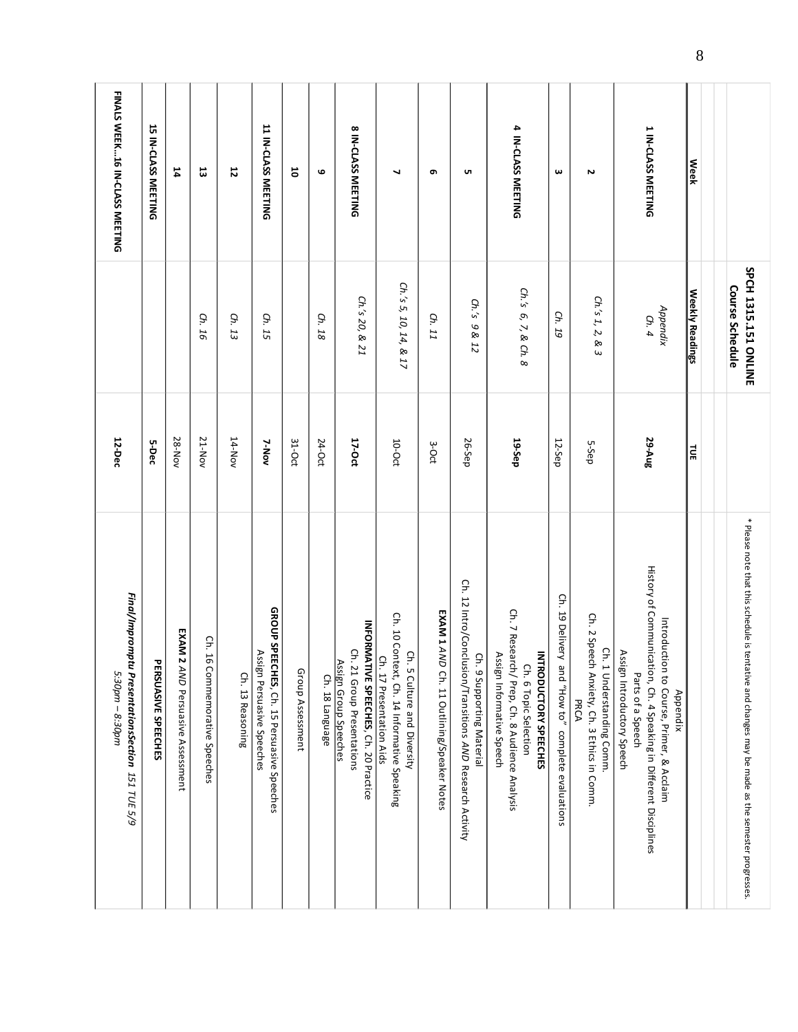## SPCH 1315.151 ONLINE
### Course Schedule

\* Please note that this schedule is tentative and changes may be made as the semester progresses.

| Week | Weekly Readings | TUE | |
|---|---|---|---|
| 1 IN-CLASS MEETING | *Appendix* *Ch. 4* | **29-Aug** | Appendix<br>Introduction to Course, Primer, & Acclaim<br>History of Communication, Ch. 4 Speaking in Different Disciplines<br>Parts of a Speech<br>Assign Introductory Speech |
| 2 | *Ch.'s 1, 2, & 3* | 5-Sep | Ch. 1 Understanding Comm.<br>Ch. 2 Speech Anxiety, Ch. 3 Ethics in Comm.<br>PRCA |
| 3 | *Ch. 19* | 12-Sep | Ch. 19 Delivery and "How to" complete evaluations |
| 4 IN-CLASS MEETING | *Ch.'s 6, 7, & Ch. 8* | **19-Sep** | **INTRODUCTORY SPEECHES**<br>Ch. 6 Topic Selection<br>Ch. 7 Research/ Prep, Ch. 8 Audience Analysis<br>Assign Informative Speech |
| 5 | *Ch.'s 9 & 12* | 26-Sep | Ch. 9 Supporting Material<br>Ch. 12 Intro/Conclusion/Transitions *AND* Research Activity |
| 6 | *Ch. 11* | 3-Oct | **EXAM 1** *AND* Ch. 11 Outlining/Speaker Notes |
| 7 | *Ch.'s 5, 10, 14, & 17* | 10-Oct | Ch. 5 Culture and Diversity<br>Ch. 10 Context, Ch. 14 Informative Speaking<br>Ch. 17 Presentation Aids |
| 8 IN-CLASS MEETING | *Ch.'s 20, & 21* | **17-Oct** | **INFORMATIVE SPEECHES**, Ch. 20 Practice<br>Ch. 21 Group Presentations<br>Assign Group Speeches |
| 9 | *Ch. 18* | 24-Oct | Ch. 18 Language |
| 10 | | 31-Oct | Group Assessment |
| 11 IN-CLASS MEETING | *Ch. 15* | **7-Nov** | **GROUP SPEECHES**, Ch. 15 Persuasive Speeches<br>Assign Persuasive Speeches |
| 12 | *Ch. 13* | 14-Nov | Ch. 13 Reasoning |
| 13 | *Ch. 16* | 21-Nov | Ch. 16 Commemorative Speeches |
| 14 | | 28-Nov | **EXAM 2** *AND* Persuasive Assessment |
| 15 IN-CLASS MEETING | | **5-Dec** | **PERSUASIVE SPEECHES** |
| FINALS WEEK…16 IN-CLASS MEETING | | **12-Dec** | ***Final/Impromptu PresentationsSection** 151 TUE 5/9*<br>*5:30pm – 8:30pm* |